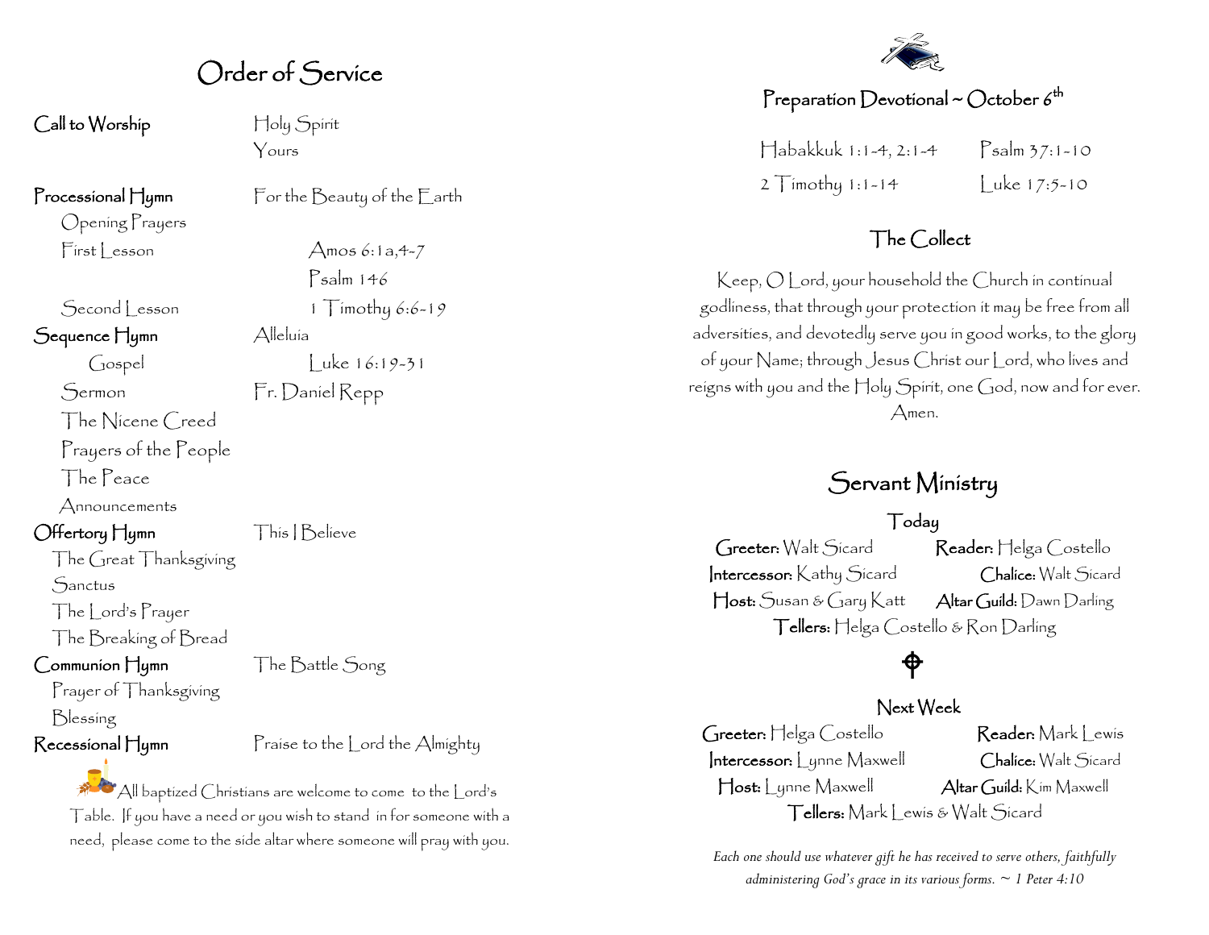# Order of Service

**Call to Worship** — Holy Spirit Yours

**Processional Hymn** — For the Beauty of the Earth

Opening Prayers

First Lesson — Amos 6:1a,4-7

Psalm 146

Second Lesson — 1 Timothy 6:6-19

**Sequence Hymn** — Alleluia

Gospel — Luke 16:19-31

Sermon — Fr. Daniel Repp

The Nicene Creed

Prayers of the People

The Peace

Announcements

**Offertory Hymn** — This I Believe

The Great Thanksgiving

Sanctus

The Lord's Prayer

The Breaking of Bread

**Communion Hymn** — The Battle Song

Prayer of Thanksgiving

Blessing

**Recessional Hymn** — Praise to the Lord the Almighty

All baptized Christians are welcome to come to the Lord's Table. If you have a need or you wish to stand in for someone with a need, please come to the side altar where someone will pray with you.

## Preparation Devotional ~ October 6th

Habakkuk 1:1-4, 2:1-4 — Psalm 37:1-10

2 Timothy 1:1-14 — Luke 17:5-10

## The Collect

Keep, O Lord, your household the Church in continual godliness, that through your protection it may be free from all adversities, and devotedly serve you in good works, to the glory of your Name; through Jesus Christ our Lord, who lives and reigns with you and the Holy Spirit, one God, now and for ever. Amen.

# Servant Ministry

### Today

**Greeter:** Walt Sicard — **Reader:** Helga Costello

**Intercessor:** Kathy Sicard — **Chalice:** Walt Sicard

**Host:** Susan & Gary Katt — **Altar Guild:** Dawn Darling

**Tellers:** Helga Costello & Ron Darling

### Next Week

**Greeter:** Helga Costello — **Reader:** Mark Lewis

**Intercessor:** Lynne Maxwell — **Chalice:** Walt Sicard

**Host:** Lynne Maxwell — **Altar Guild:** Kim Maxwell

**Tellers:** Mark Lewis & Walt Sicard

*Each one should use whatever gift he has received to serve others, faithfully administering God's grace in its various forms. ~ 1 Peter 4:10*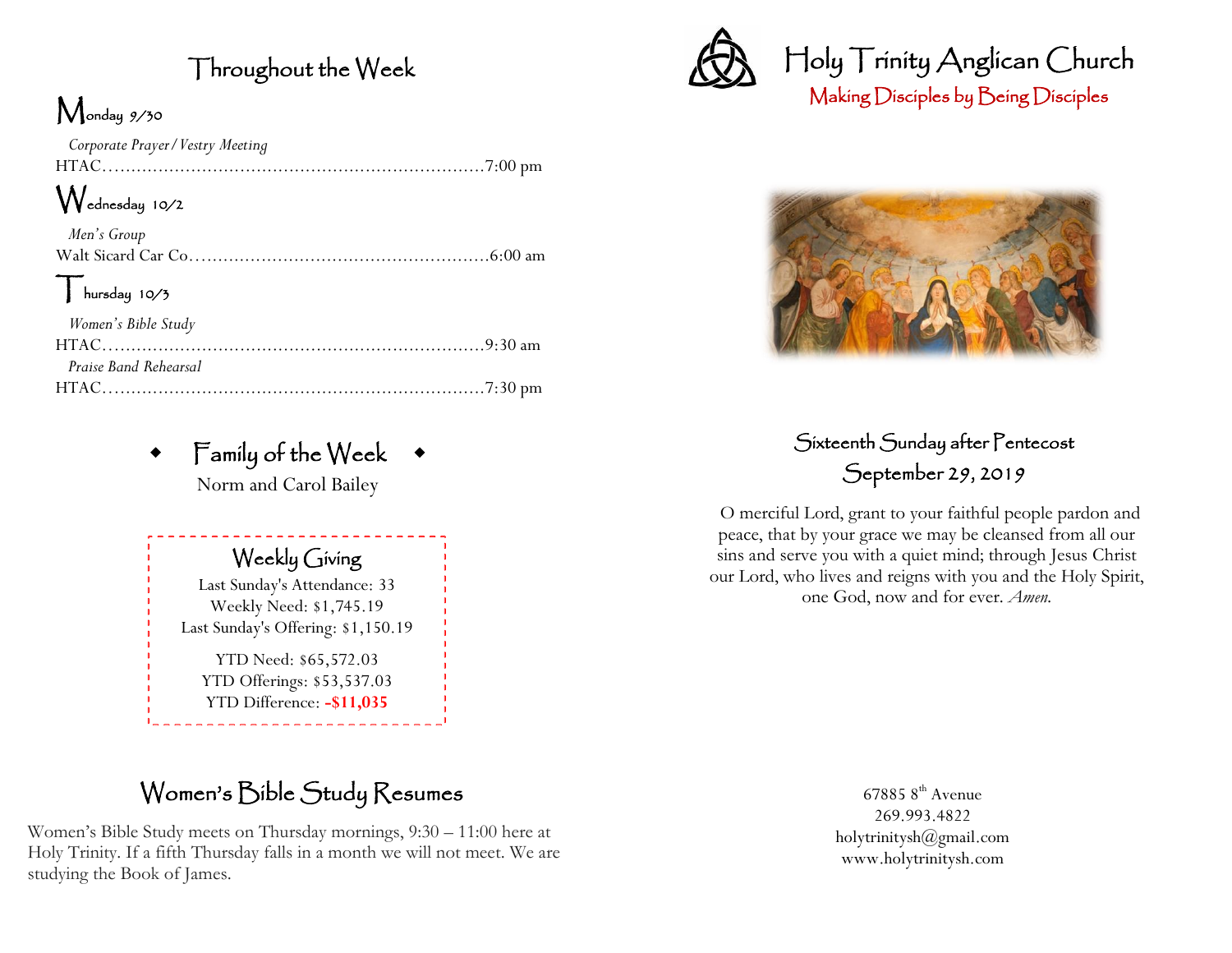# Throughout the Week

## Monday 9/30

*Corporate Prayer/Vestry Meeting*
HTAC……………………………………………………………7:00 pm

## Wednesday 10/2

*Men's Group*
Walt Sicard Car Co………………………………………………6:00 am

## Thursday 10/3

*Women's Bible Study*
HTAC……………………………………………………………9:30 am
*Praise Band Rehearsal*
HTAC……………………………………………………………7:30 pm

## ◆ Family of the Week ◆

Norm and Carol Bailey

## Weekly Giving

Last Sunday's Attendance: 33
Weekly Need: $1,745.19
Last Sunday's Offering: $1,150.19

YTD Need: $65,572.03
YTD Offerings: $53,537.03
YTD Difference: **-$11,035**

## Women's Bible Study Resumes

Women's Bible Study meets on Thursday mornings, 9:30 – 11:00 here at Holy Trinity. If a fifth Thursday falls in a month we will not meet. We are studying the Book of James.

# Holy Trinity Anglican Church

Making Disciples by Being Disciples

## Sixteenth Sunday after Pentecost
## September 29, 2019

O merciful Lord, grant to your faithful people pardon and peace, that by your grace we may be cleansed from all our sins and serve you with a quiet mind; through Jesus Christ our Lord, who lives and reigns with you and the Holy Spirit, one God, now and for ever. *Amen.*

67885 8th Avenue
269.993.4822
holytrinitysh@gmail.com
www.holytrinitysh.com